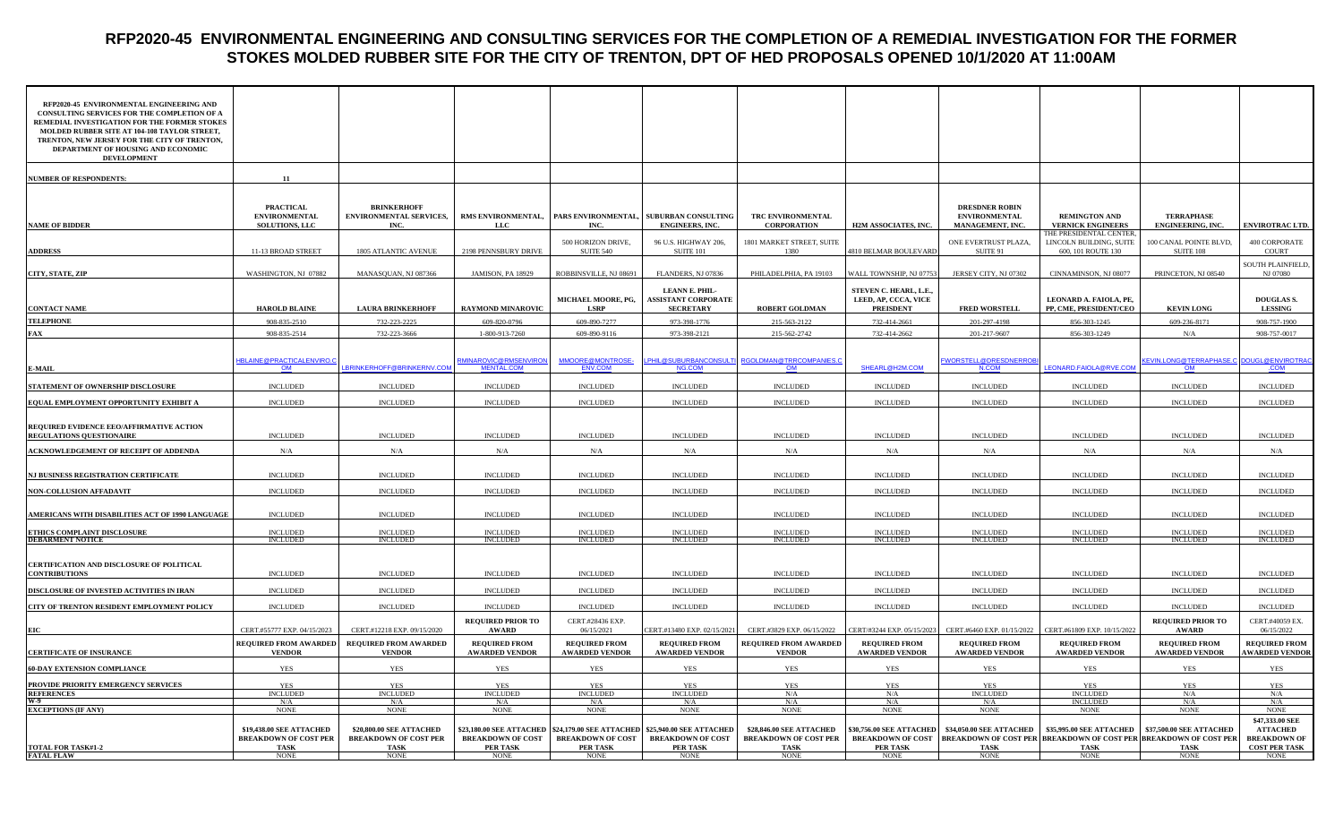# RFP2020-45 ENVIRONMENTAL ENGINEERING AND CONSULTING SERVICES FOR THE COMPLETION OF A REMEDIAL INVESTIGATION FOR THE FORMER STOKES MOLDED RUBBER SITE FOR THE CITY OF TRENTON, DPT OF HED PROPOSALS OPENED 10/1/2020 AT 11:00AM

| RFP2020-45 ENVIRONMENTAL ENGINEERING AND CONSULTING SERVICES FOR THE COMPLETION OF A REMEDIAL INVESTIGATION FOR THE FORMER STOKES MOLDED RUBBER SITE AT 104-108 TAYLOR STREET, TRENTON, NEW JERSEY FOR THE CITY OF TRENTON, DEPARTMENT OF HOUSING AND ECONOMIC DEVELOPMENT | | | | | | | | | | | |
|---|---|---|---|---|---|---|---|---|---|---|---|
| **NUMBER OF RESPONDENTS:** | 11 | | | | | | | | | | |
| **NAME OF BIDDER** | PRACTICAL ENVIRONMENTAL SOLUTIONS, LLC | BRINKERHOFF ENVIRONMENTAL SERVICES, INC. | RMS ENVIRONMENTAL, LLC | PARS ENVIRONMENTAL, INC. | SUBURBAN CONSULTING ENGINEERS, INC. | TRC ENVIRONMENTAL CORPORATION | H2M ASSOCIATES, INC. | DRESDNER ROBIN ENVIRONMENTAL MANAGEMENT, INC. | REMINGTON AND VERNICK ENGINEERS | TERRAPHASE ENGINEERING, INC. | ENVIROTRAC LTD. |
| **ADDRESS** | 11-13 BROAD STREET | 1805 ATLANTIC AVENUE | 2198 PENNSBURY DRIVE | 500 HORIZON DRIVE, SUITE 540 | 96 U.S. HIGHWAY 206, SUITE 101 | 1801 MARKET STREET, SUITE 1380 | 4810 BELMAR BOULEVARD | ONE EVERTRUST PLAZA, SUITE 91 | THE PRESIDENTAL CENTER, LINCOLN BUILDING, SUITE 600, 101 ROUTE 130 | 100 CANAL POINTE BLVD, SUITE 108 | 400 CORPORATE COURT |
| **CITY, STATE, ZIP** | WASHINGTON, NJ 07882 | MANASQUAN, NJ 087366 | JAMISON, PA 18929 | ROBBINSVILLE, NJ 08691 | FLANDERS, NJ 07836 | PHILADELPHIA, PA 19103 | WALL TOWNSHIP, NJ 07753 | JERSEY CITY, NJ 07302 | CINNAMINSON, NJ 08077 | PRINCETON, NJ 08540 | SOUTH PLAINFIELD, NJ 07080 |
| **CONTACT NAME** | HAROLD BLAINE | LAURA BRINKERHOFF | RAYMOND MINAROVIC | MICHAEL MOORE, PG, LSRP | LEANN E. PHIL-ASSISTANT CORPORATE SECRETARY | ROBERT GOLDMAN | STEVEN C. HEARL, L.E., LEED, AP, CCCA, VICE PREISDENT | FRED WORSTELL | LEONARD A. FAIOLA, PE, PP, CME, PRESIDENT/CEO | KEVIN LONG | DOUGLAS S. LESSING |
| **TELEPHONE** | 908-835-2510 | 732-223-2225 | 609-820-0796 | 609-890-7277 | 973-398-1776 | 215-563-2122 | 732-414-2661 | 201-297-4198 | 856-303-1245 | 609-236-8171 | 908-757-1900 |
| **FAX** | 908-835-2514 | 732-223-3666 | 1-800-913-7260 | 609-890-9116 | 973-398-2121 | 215-562-2742 | 732-414-2662 | 201-217-9607 | 856-303-1249 | N/A | 908-757-0017 |
| **E-MAIL** | HBLAINE@PRACTICALENVIRO.COM | LBRINKERHOFF@BRINKERNV.COM | RMINAROVIC@RMSENVIRONMENTAL.COM | MMOORE@MONTROSE-ENV.COM | LPHIL@SUBURBANCONSULTING.COM | RGOLDMAN@TRRCOMPANIES.COM | SHEARL@H2M.COM | FWORSTELL@DRESDNERROBIN.COM | LEONARD.FAIOLA@RVE.COM | KEVIN.LONG@TERRAPHASE.COM | DOUGL@ENVIROTRAC.COM |
| **STATEMENT OF OWNERSHIP DISCLOSURE** | INCLUDED | INCLUDED | INCLUDED | INCLUDED | INCLUDED | INCLUDED | INCLUDED | INCLUDED | INCLUDED | INCLUDED | INCLUDED |
| **EQUAL EMPLOYMENT OPPORTUNITY EXHIBIT A** | INCLUDED | INCLUDED | INCLUDED | INCLUDED | INCLUDED | INCLUDED | INCLUDED | INCLUDED | INCLUDED | INCLUDED | INCLUDED |
| **REQUIRED EVIDENCE EEO/AFFIRMATIVE ACTION REGULATIONS QUESTIONAIRE** | INCLUDED | INCLUDED | INCLUDED | INCLUDED | INCLUDED | INCLUDED | INCLUDED | INCLUDED | INCLUDED | INCLUDED | INCLUDED |
| **ACKNOWLEDGEMENT OF RECEIPT OF ADDENDA** | N/A | N/A | N/A | N/A | N/A | N/A | N/A | N/A | N/A | N/A | N/A |
| **NJ BUSINESS REGISTRATION CERTIFICATE** | INCLUDED | INCLUDED | INCLUDED | INCLUDED | INCLUDED | INCLUDED | INCLUDED | INCLUDED | INCLUDED | INCLUDED | INCLUDED |
| **NON-COLLUSION AFFADAVIT** | INCLUDED | INCLUDED | INCLUDED | INCLUDED | INCLUDED | INCLUDED | INCLUDED | INCLUDED | INCLUDED | INCLUDED | INCLUDED |
| **AMERICANS WITH DISABILITIES ACT OF 1990 LANGUAGE** | INCLUDED | INCLUDED | INCLUDED | INCLUDED | INCLUDED | INCLUDED | INCLUDED | INCLUDED | INCLUDED | INCLUDED | INCLUDED |
| **ETHICS COMPLAINT DISCLOSURE** | INCLUDED | INCLUDED | INCLUDED | INCLUDED | INCLUDED | INCLUDED | INCLUDED | INCLUDED | INCLUDED | INCLUDED | INCLUDED |
| **DEBARMENT NOTICE** | INCLUDED | INCLUDED | INCLUDED | INCLUDED | INCLUDED | INCLUDED | INCLUDED | INCLUDED | INCLUDED | INCLUDED | INCLUDED |
| **CERTIFICATION AND DISCLOSURE OF POLITICAL CONTRIBUTIONS** | INCLUDED | INCLUDED | INCLUDED | INCLUDED | INCLUDED | INCLUDED | INCLUDED | INCLUDED | INCLUDED | INCLUDED | INCLUDED |
| **DISCLOSURE OF INVESTED ACTIVITIES IN IRAN** | INCLUDED | INCLUDED | INCLUDED | INCLUDED | INCLUDED | INCLUDED | INCLUDED | INCLUDED | INCLUDED | INCLUDED | INCLUDED |
| **CITY OF TRENTON RESIDENT EMPLOYMENT POLICY** | INCLUDED | INCLUDED | INCLUDED | INCLUDED | INCLUDED | INCLUDED | INCLUDED | INCLUDED | INCLUDED | INCLUDED | INCLUDED |
| **EIC** | CERT.#55777 EXP. 04/15/2023 | CERT.#12218 EXP. 09/15/2020 | REQUIRED PRIOR TO AWARD | CERT.#28436 EXP. 06/15/2021 | CERT.#13480 EXP. 02/15/2021 | CERT.#3829 EXP. 06/15/2022 | CERT/#3244 EXP. 05/15/2023 | CERT.#6460 EXP. 01/15/2022 | CERT.#61809 EXP. 10/15/2022 | REQUIRED PRIOR TO AWARD | CERT.#40059 EX. 06/15/2022 |
| **CERTIFICATE OF INSURANCE** | REQUIRED FROM AWARDED VENDOR | REQUIRED FROM AWARDED VENDOR | REQUIRED FROM AWARDED VENDOR | REQUIRED FROM AWARDED VENDOR | REQUIRED FROM AWARDED VENDOR | REQUIRED FROM AWARDED VENDOR | REQUIRED FROM AWARDED VENDOR | REQUIRED FROM AWARDED VENDOR | REQUIRED FROM AWARDED VENDOR | REQUIRED FROM AWARDED VENDOR | REQUIRED FROM AWARDED VENDOR |
| **60-DAY EXTENSION COMPLIANCE** | YES | YES | YES | YES | YES | YES | YES | YES | YES | YES | YES |
| **PROVIDE PRIORITY EMERGENCY SERVICES** | YES | YES | YES | YES | YES | YES | YES | YES | YES | YES | YES |
| **REFERENCES** | INCLUDED | INCLUDED | INCLUDED | INCLUDED | INCLUDED | N/A | N/A | INCLUDED | INCLUDED | N/A | N/A |
| **W-9** | N/A | N/A | N/A | N/A | N/A | N/A | N/A | N/A | N/A | N/A | N/A |
| **EXCEPTIONS (IF ANY)** | NONE | NONE | NONE | NONE | NONE | NONE | NONE | NONE | NONE | NONE | NONE |
| **TOTAL FOR TASK#1-2** | $19,438.00 SEE ATTACHED BREAKDOWN OF COST PER TASK | $20,800.00 SEE ATTACHED BREAKDOWN OF COST PER TASK | $23,180.00 SEE ATTACHED BREAKDOWN OF COST PER TASK | $24,179.00 SEE ATTACHED BREAKDOWN OF COST PER TASK | $25,940.00 SEE ATTACHED BREAKDOWN OF COST PER TASK | $28,846.00 SEE ATTACHED BREAKDOWN OF COST PER TASK | $30,756.00 SEE ATTACHED BREAKDOWN OF COST PER TASK | $34,050.00 SEE ATTACHED BREAKDOWN OF COST PER TASK | $35,995.00 SEE ATTACHED BREAKDOWN OF COST PER TASK | $37,500.00 SEE ATTACHED BREAKDOWN OF COST PER TASK | $47,333.00 SEE ATTACHED BREAKDOWN OF COST PER TASK |
| **FATAL FLAW** | NONE | NONE | NONE | NONE | NONE | NONE | NONE | NONE | NONE | NONE | NONE |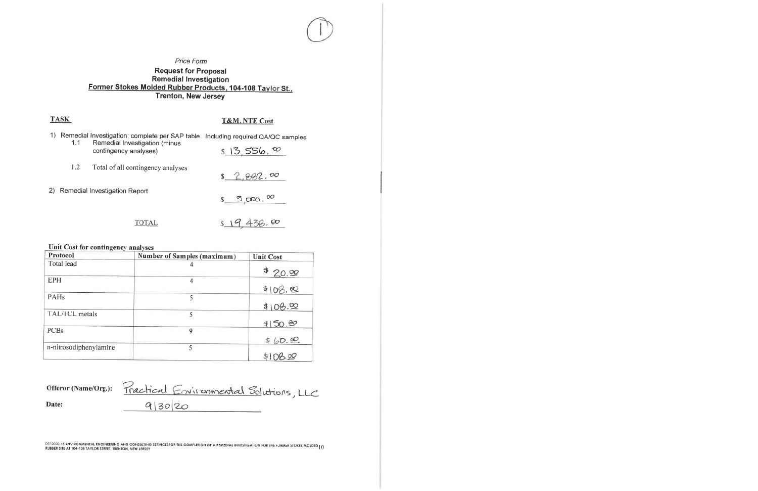*Price Form*

**Request for Proposal**
**Remedial Investigation**
**Former Stokes Molded Rubber Products, 104-108 Taylor St.,**
**Trenton, New Jersey**

| **TASK** | **T&M, NTE Cost** |
|---|---|
| 1) Remedial Investigation; complete per SAP table. Including required QA/QC samples | |
| 1.1 Remedial Investigation (minus contingency analyses) | $ 13,556.00 |
| 1.2 Total of all contingency analyses | $ 2,882.00 |
| 2) Remedial Investigation Report | $ 3,000.00 |
| TOTAL | $ 19,438.00 |

**Unit Cost for contingency analyses**

| Protocol | Number of Samples (maximum) | Unit Cost |
|---|---|---|
| Total lead | 4 | $ 20.00 |
| EPH | 4 | $108.00 |
| PAHs | 5 | $108.00 |
| TAL/TCL metals | 5 | $150.00 |
| PCBs | 9 | $ 60.00 |
| n-nitrosodiphenylamine | 5 | $108.00 |

**Offeror (Name/Org.):** Practical Environmental Solutions, LLC

**Date:** 9/30/20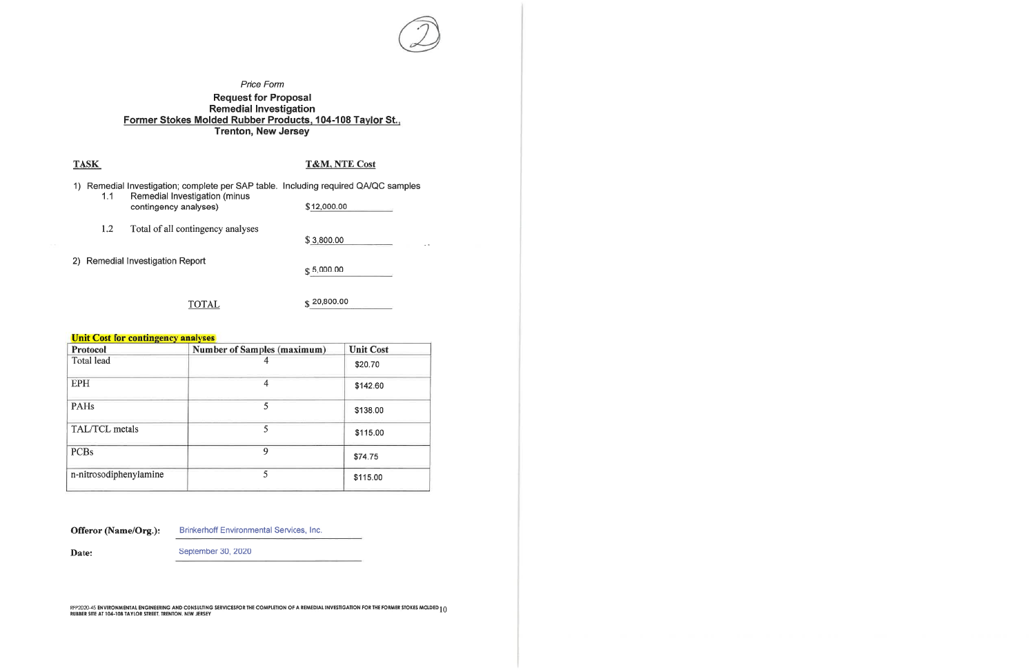*Price Form*

**Request for Proposal**
**Remedial Investigation**
**Former Stokes Molded Rubber Products, 104-108 Taylor St.,**
**Trenton, New Jersey**

| TASK | T&M, NTE Cost |
|---|---|
| 1) Remedial Investigation; complete per SAP table. Including required QA/QC samples | |
| 1.1 Remedial Investigation (minus contingency analyses) | $12,000.00 |
| 1.2 Total of all contingency analyses | $3,800.00 |
| 2) Remedial Investigation Report | $5,000.00 |
| TOTAL | $20,800.00 |

**Unit Cost for contingency analyses**

| Protocol | Number of Samples (maximum) | Unit Cost |
|---|---|---|
| Total lead | 4 | $20.70 |
| EPH | 4 | $142.60 |
| PAHs | 5 | $138.00 |
| TAL/TCL metals | 5 | $115.00 |
| PCBs | 9 | $74.75 |
| n-nitrosodiphenylamine | 5 | $115.00 |

**Offeror (Name/Org.):** Brinkerhoff Environmental Services, Inc.

**Date:** September 30, 2020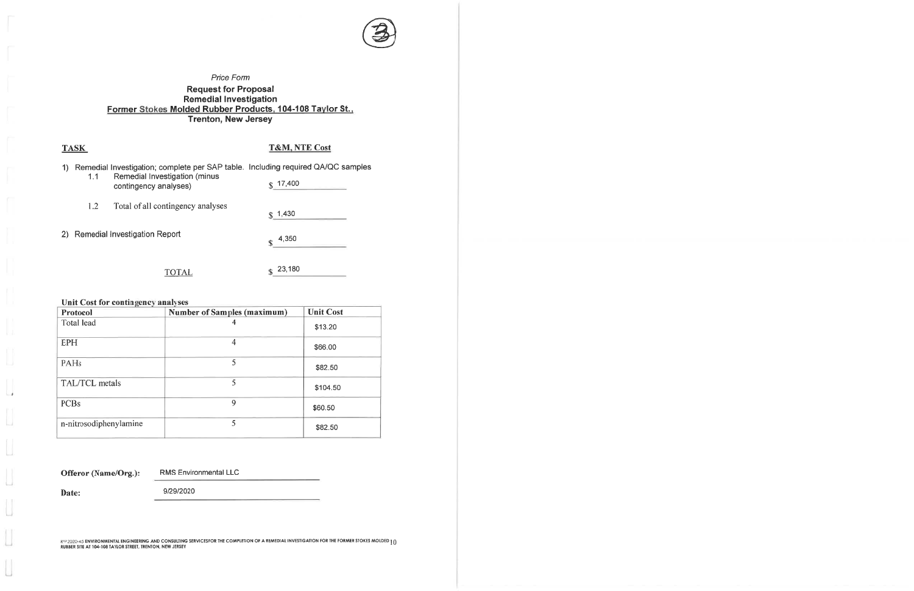*Price Form*

**Request for Proposal**
**Remedial Investigation**
**Former Stokes Molded Rubber Products, 104-108 Taylor St.,**
**Trenton, New Jersey**

| TASK | T&M, NTE Cost |
|---|---|
| 1) Remedial Investigation; complete per SAP table. Including required QA/QC samples | |
| 1.1 Remedial Investigation (minus contingency analyses) | $ 17,400 |
| 1.2 Total of all contingency analyses | $ 1,430 |
| 2) Remedial Investigation Report | $ 4,350 |
| TOTAL | $ 23,180 |

**Unit Cost for contingency analyses**

| Protocol | Number of Samples (maximum) | Unit Cost |
|---|---|---|
| Total lead | 4 | $13.20 |
| EPH | 4 | $66.00 |
| PAHs | 5 | $82.50 |
| TAL/TCL metals | 5 | $104.50 |
| PCBs | 9 | $60.50 |
| n-nitrosodiphenylamine | 5 | $82.50 |

**Offeror (Name/Org.):** RMS Environmental LLC

**Date:** 9/29/2020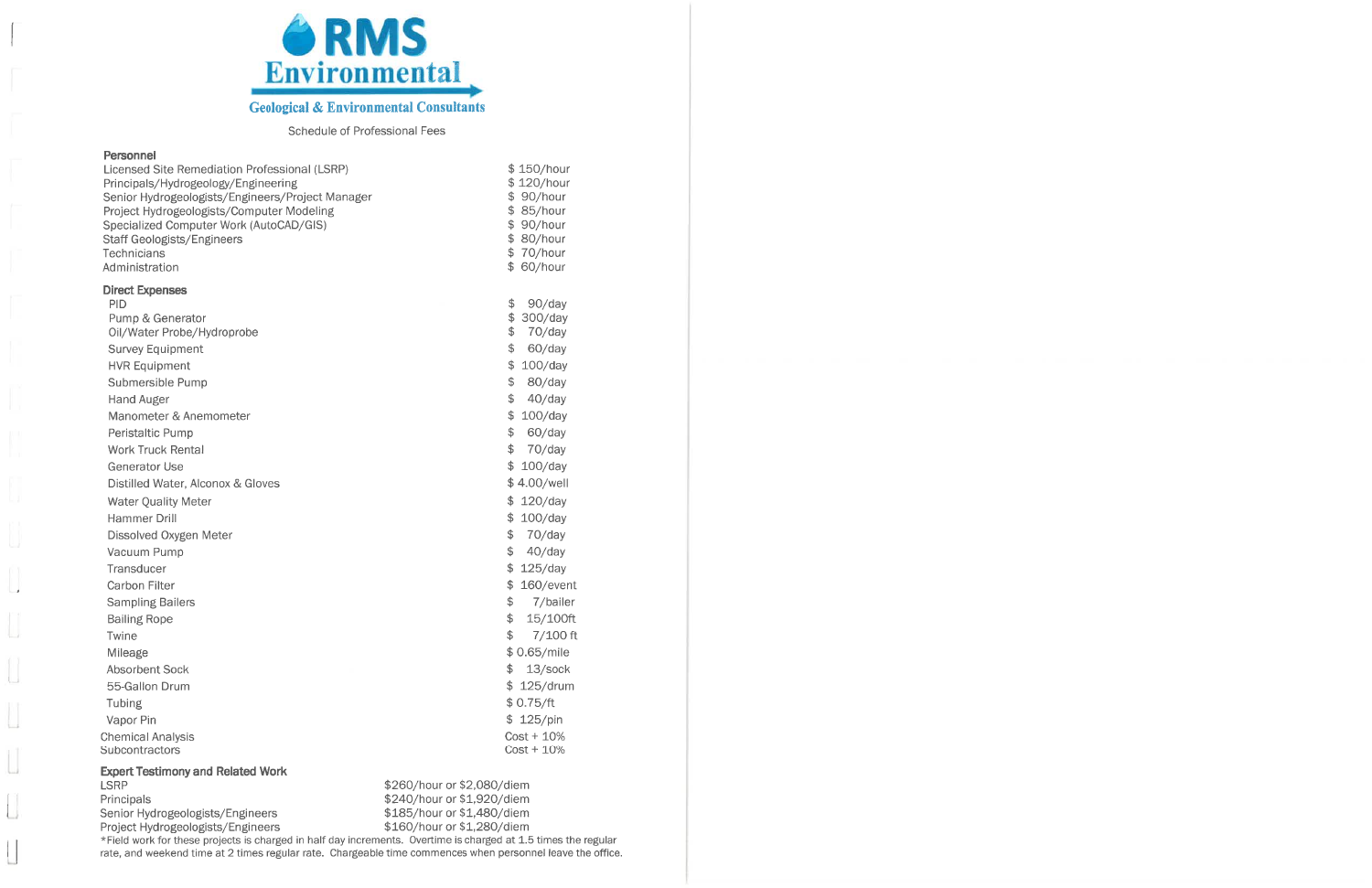# RMS Environmental

**Geological & Environmental Consultants**

Schedule of Professional Fees

**Personnel**

| | |
|---|---|
| Licensed Site Remediation Professional (LSRP) | $ 150/hour |
| Principals/Hydrogeology/Engineering | $ 120/hour |
| Senior Hydrogeologists/Engineers/Project Manager | $ 90/hour |
| Project Hydrogeologists/Computer Modeling | $ 85/hour |
| Specialized Computer Work (AutoCAD/GIS) | $ 90/hour |
| Staff Geologists/Engineers | $ 80/hour |
| Technicians | $ 70/hour |
| Administration | $ 60/hour |

**Direct Expenses**

| | |
|---|---|
| PID | $ 90/day |
| Pump & Generator | $ 300/day |
| Oil/Water Probe/Hydroprobe | $ 70/day |
| Survey Equipment | $ 60/day |
| HVR Equipment | $ 100/day |
| Submersible Pump | $ 80/day |
| Hand Auger | $ 40/day |
| Manometer & Anemometer | $ 100/day |
| Peristaltic Pump | $ 60/day |
| Work Truck Rental | $ 70/day |
| Generator Use | $ 100/day |
| Distilled Water, Alconox & Gloves | $ 4.00/well |
| Water Quality Meter | $ 120/day |
| Hammer Drill | $ 100/day |
| Dissolved Oxygen Meter | $ 70/day |
| Vacuum Pump | $ 40/day |
| Transducer | $ 125/day |
| Carbon Filter | $ 160/event |
| Sampling Bailers | $ 7/bailer |
| Bailing Rope | $ 15/100ft |
| Twine | $ 7/100 ft |
| Mileage | $ 0.65/mile |
| Absorbent Sock | $ 13/sock |
| 55-Gallon Drum | $ 125/drum |
| Tubing | $ 0.75/ft |
| Vapor Pin | $ 125/pin |
| Chemical Analysis | Cost + 10% |
| Subcontractors | Cost + 10% |

**Expert Testimony and Related Work**

| | |
|---|---|
| LSRP | $260/hour or $2,080/diem |
| Principals | $240/hour or $1,920/diem |
| Senior Hydrogeologists/Engineers | $185/hour or $1,480/diem |
| Project Hydrogeologists/Engineers | $160/hour or $1,280/diem |

*Field work for these projects is charged in half day increments. Overtime is charged at 1.5 times the regular rate, and weekend time at 2 times regular rate. Chargeable time commences when personnel leave the office.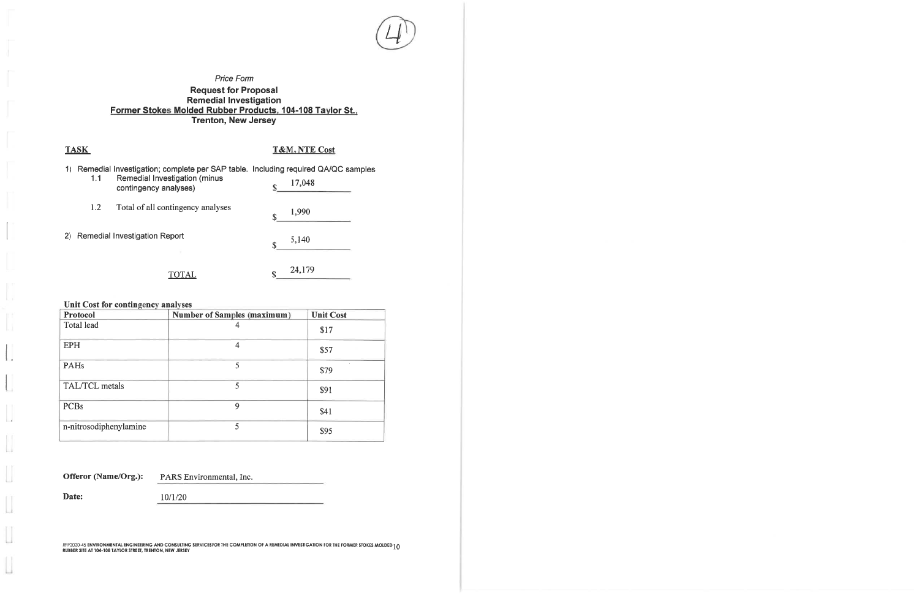(4)

*Price Form*

**Request for Proposal**
**Remedial Investigation**
**Former Stokes Molded Rubber Products, 104-108 Taylor St.,**
**Trenton, New Jersey**

| TASK | T&M, NTE Cost |
|---|---|
| 1) Remedial Investigation; complete per SAP table. Including required QA/QC samples | |
| 1.1 Remedial Investigation (minus contingency analyses) | $ 17,048 |
| 1.2 Total of all contingency analyses | $ 1,990 |
| 2) Remedial Investigation Report | $ 5,140 |
| TOTAL | $ 24,179 |

**Unit Cost for contingency analyses**

| Protocol | Number of Samples (maximum) | Unit Cost |
|---|---|---|
| Total lead | 4 | $17 |
| EPH | 4 | $57 |
| PAHs | 5 | $79 |
| TAL/TCL metals | 5 | $91 |
| PCBs | 9 | $41 |
| n-nitrosodiphenylamine | 5 | $95 |

**Offeror (Name/Org.):** PARS Environmental, Inc.

**Date:** 10/1/20

RFP2020-45 ENVIRONMENTAL ENGINEERING AND CONSULTING SERVICESFOR THE COMPLETION OF A REMEDIAL INVESTIGATION FOR THE FORMER STOKES MOLDED RUBBER SITE AT 104-108 TAYLOR STREET, TRENTON, NEW JERSEY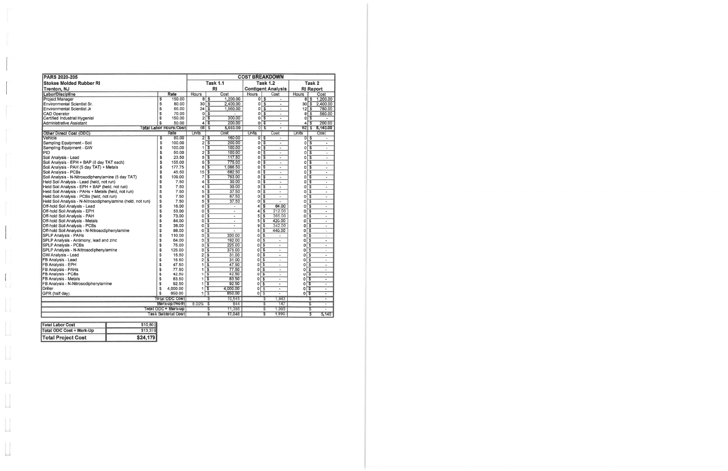| PARS 2020-205 | | COST BREAKDOWN | | | | | |
|---|---|---|---|---|---|---|---|
| Stokes Molded Rubber RI | | Task 1.1 | | Task 1.2 | | Task 2 | |
| Trenton, NJ | | RI | | Contigent Analysis | | RI Report | |
| Labor/Discipline | Rate | Hours | Cost | Hours | Cost | Hours | Cost |
| Project Manager | $ 150.00 | 8 | $ 1,200.00 | 0 | $ - | 8 | $ 1,200.00 |
| Environmental Scientist Sr. | $ 80.00 | 30 | $ 2,400.00 | 0 | $ - | 30 | $ 2,400.00 |
| Environmental Scientist Jr | $ 65.00 | 24 | $ 1,560.00 | 0 | $ - | 12 | $ 780.00 |
| CAD Operator | $ 70.00 | 0 | $ - | 0 | $ - | 8 | $ 560.00 |
| Certified Industrial Hygenist | $ 150.00 | 2 | $ 300.00 | 0 | $ - | 0 | $ - |
| Administrative Assistant | $ 50.00 | 4 | $ 200.00 | 0 | $ - | 4 | $ 200.00 |
| Total Labor Hours/Cost | | 68 | $ 5,660.00 | 0 | $ - | 62 | $ 5,140.00 |
| Other Direct Cost (ODC) | Rate | Units | Cost | Units | Cost | Units | Cost |
| Vehicle | $ 80.00 | 2 | $ 160.00 | 0 | $ - | 0 | $ - |
| Sampling Equipment - Soil | $ 100.00 | 2 | $ 200.00 | 0 | $ - | 0 | $ - |
| Sampling Equipment - GW | $ 100.00 | 1 | $ 100.00 | 0 | $ - | 0 | $ - |
| PID | $ 50.00 | 2 | $ 100.00 | 0 | $ - | 0 | $ - |
| Soil Analysis - Lead | $ 23.50 | 5 | $ 117.50 | 0 | $ - | 0 | $ - |
| Soil Analysis - EPH + BAP (5 day TAT each) | $ 155.00 | 5 | $ 775.00 | 0 | $ - | 0 | $ - |
| Soil Analysis - PAH (5 day TAT) + Metals | $ 177.75 | 6 | $ 1,066.50 | 0 | $ - | 0 | $ - |
| Soil Analysis - PCBs | $ 45.50 | 15 | $ 682.50 | 0 | $ - | 0 | $ - |
| Soil Analysis - N-Nitrosodiphenylamine (5 day TAT) | $ 109.00 | 7 | $ 763.00 | 0 | $ - | 0 | $ - |
| Held Soil Analysis - Lead (held, not run) | $ 7.50 | 4 | $ 30.00 | 0 | $ - | 0 | $ - |
| Held Soil Analysis - EPH + BAP (held, not run) | $ 7.50 | 4 | $ 30.00 | 0 | $ - | 0 | $ - |
| Held Soil Analysis - PAHs + Metals (held, not run) | $ 7.50 | 5 | $ 37.50 | 0 | $ - | 0 | $ - |
| Held Soil Analysis - PCBs (held, not run) | $ 7.50 | 9 | $ 67.50 | 0 | $ - | 0 | $ - |
| Held Soil Analysis - N-Nitrosodiphenylamine (held, not run) | $ 7.50 | 5 | $ 37.50 | 0 | $ - | 0 | $ - |
| Off-hold Soil Analysis - Lead | $ 16.00 | 0 | $ - | 4 | $ 64.00 | 0 | $ - |
| Off-hold Soil Analysis - EPH | $ 53.00 | 0 | $ - | 4 | $ 212.00 | 0 | $ - |
| Off-hold Soil Analysis - PAH | $ 73.00 | 0 | $ - | 5 | $ 365.00 | 0 | $ - |
| Off-hold Soil Analysis - Metals | $ 84.00 | 0 | $ - | 5 | $ 420.00 | 0 | $ - |
| Off-hold Soil Analysis - PCBs | $ 38.00 | 0 | $ - | 9 | $ 342.00 | 0 | $ - |
| Off-hold Soil Analysis - N-Nitrosodiphenylamine | $ 88.00 | 0 | $ - | 5 | $ 440.00 | 0 | $ - |
| SPLP Analysis - PAHs | $ 110.00 | 3 | $ 330.00 | 0 | $ - | 0 | $ - |
| SPLP Analysis - Antimony, lead and zinc | $ 64.00 | 3 | $ 192.00 | 0 | $ - | 0 | $ - |
| SPLP Analysis - PCBs | $ 75.00 | 3 | $ 225.00 | 0 | $ - | 0 | $ - |
| SPLP Analysis - N-Nitrosodiphenylamine | $ 125.00 | 3 | $ 375.00 | 0 | $ - | 0 | $ - |
| GW Analysis - Lead | $ 15.50 | 2 | $ 31.00 | 0 | $ - | 0 | $ - |
| FB Analysis - Lead | $ 15.50 | 2 | $ 31.00 | 0 | $ - | 0 | $ - |
| FB Analysis - EPH | $ 47.50 | 1 | $ 47.50 | 0 | $ - | 0 | $ - |
| FB Analysis - PAHs | $ 77.50 | 1 | $ 77.50 | 0 | $ - | 0 | $ - |
| FB Analysis - PCBs | $ 42.50 | 1 | $ 42.50 | 0 | $ - | 0 | $ - |
| FB Analysis - Metals | $ 83.50 | 1 | $ 83.50 | 0 | $ - | 0 | $ - |
| FB Analysis - N-Nitrosodiphenylamine | $ 92.50 | 1 | $ 92.50 | 0 | $ - | 0 | $ - |
| Driller | $ 4,000.00 | 1 | $ 4,000.00 | 0 | $ - | 0 | $ - |
| GPR (half day) | $ 850.00 | 1 | $ 850.00 | 0 | $ - | 0 | $ - |
| Total ODC Cost | | | $ 10,545 | | $ 1,843 | | $ - |
| Mark-up/Profit | | 8.00% | $ 844 | | $ 147 | | $ - |
| Total ODC + Mark-up | | | $ 11,388 | | $ 1,990 | | $ - |
| Task Subtotal Cost | | | $ 17,048 | | $ 1,990 | | $ 5,140 |

| | |
|---|---|
| Total Labor Cost | $10,800 |
| Total ODC Cost + Mark-Up | $13,379 |
| **Total Project Cost** | **$24,179** |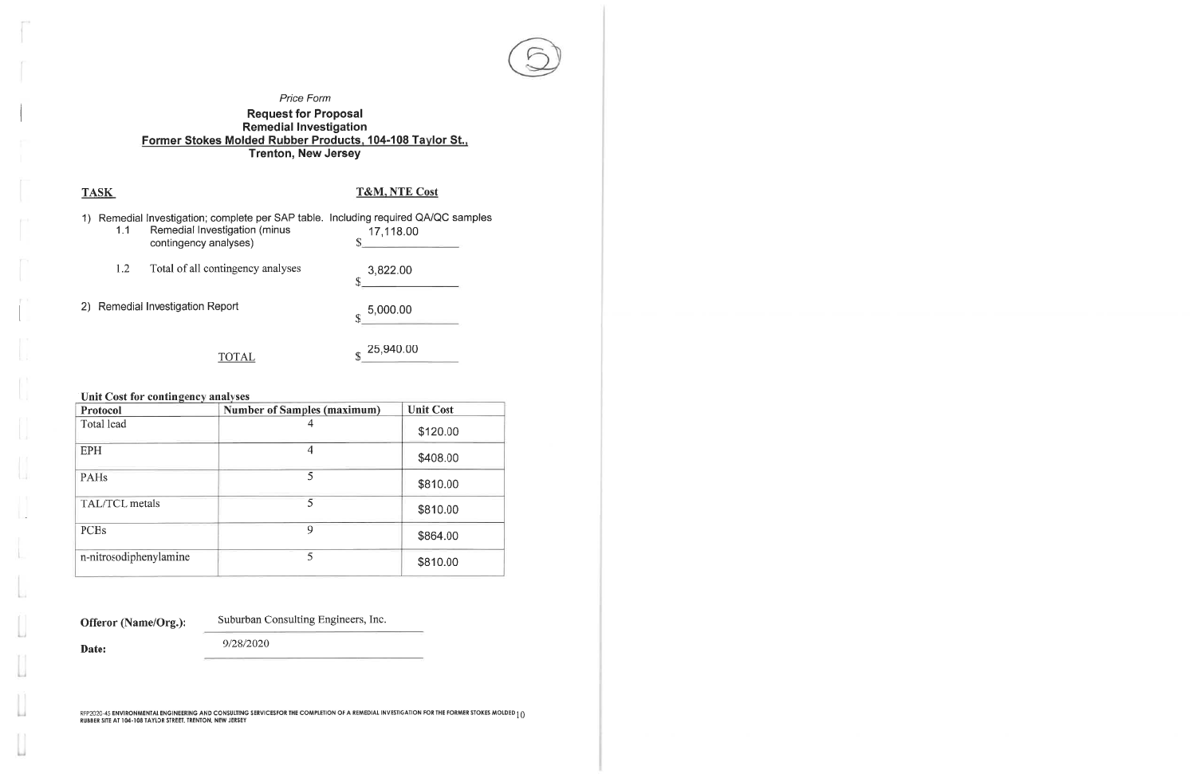*Price Form*

**Request for Proposal**
**Remedial Investigation**
**Former Stokes Molded Rubber Products, 104-108 Taylor St.,**
**Trenton, New Jersey**

| TASK | T&M, NTE Cost |
|---|---|
| 1) Remedial Investigation; complete per SAP table. Including required QA/QC samples | |
| 1.1 Remedial Investigation (minus contingency analyses) | $ 17,118.00 |
| 1.2 Total of all contingency analyses | $ 3,822.00 |
| 2) Remedial Investigation Report | $ 5,000.00 |
| TOTAL | $ 25,940.00 |

**Unit Cost for contingency analyses**

| Protocol | Number of Samples (maximum) | Unit Cost |
|---|---|---|
| Total lead | 4 | $120.00 |
| EPH | 4 | $408.00 |
| PAHs | 5 | $810.00 |
| TAL/TCL metals | 5 | $810.00 |
| PCEs | 9 | $864.00 |
| n-nitrosodiphenylamine | 5 | $810.00 |

**Offeror (Name/Org.):** Suburban Consulting Engineers, Inc.

**Date:** 9/28/2020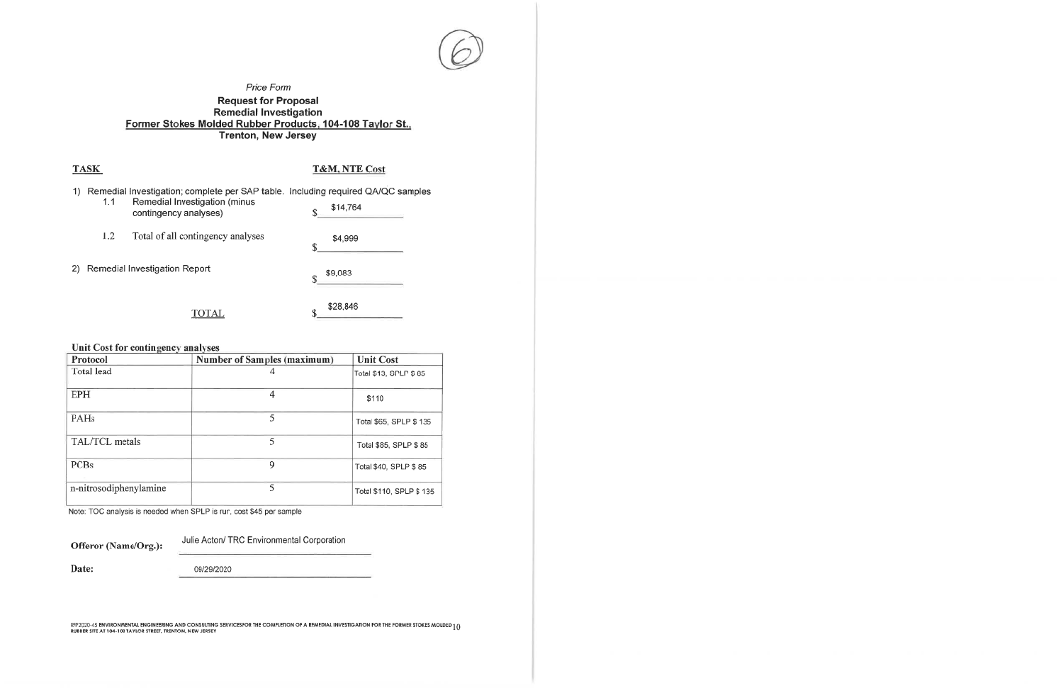*Price Form*

**Request for Proposal**
**Remedial Investigation**
**Former Stokes Molded Rubber Products, 104-108 Taylor St.,**
**Trenton, New Jersey**

| TASK | T&M, NTE Cost |
|---|---|
| 1) Remedial Investigation; complete per SAP table. Including required QA/QC samples | |
| 1.1 Remedial Investigation (minus contingency analyses) | $ $14,764 |
| 1.2 Total of all contingency analyses | $ $4,999 |
| 2) Remedial Investigation Report | $ $9,083 |
| TOTAL | $ $28,846 |

**Unit Cost for contingency analyses**

| Protocol | Number of Samples (maximum) | Unit Cost |
|---|---|---|
| Total lead | 4 | Total $13, SPLP $ 65 |
| EPH | 4 | $110 |
| PAHs | 5 | Total $65, SPLP $ 135 |
| TAL/TCL metals | 5 | Total $85, SPLP $ 85 |
| PCBs | 9 | Total $40, SPLP $ 85 |
| n-nitrosodiphenylamine | 5 | Total $110, SPLP $ 135 |

Note: TOC analysis is needed when SPLP is run, cost $45 per sample

**Offeror (Name/Org.):** Julie Acton/ TRC Environmental Corporation

**Date:** 09/29/2020

RFP2020-45 ENVIRONMENTAL ENGINEERING AND CONSULTING SERVICESFOR THE COMPLETION OF A REMEDIAL INVESTIGATION FOR THE FORMER STOKES MOLDED RUBBER SITE AT 104-108 TAYLOR STREET, TRENTON, NEW JERSEY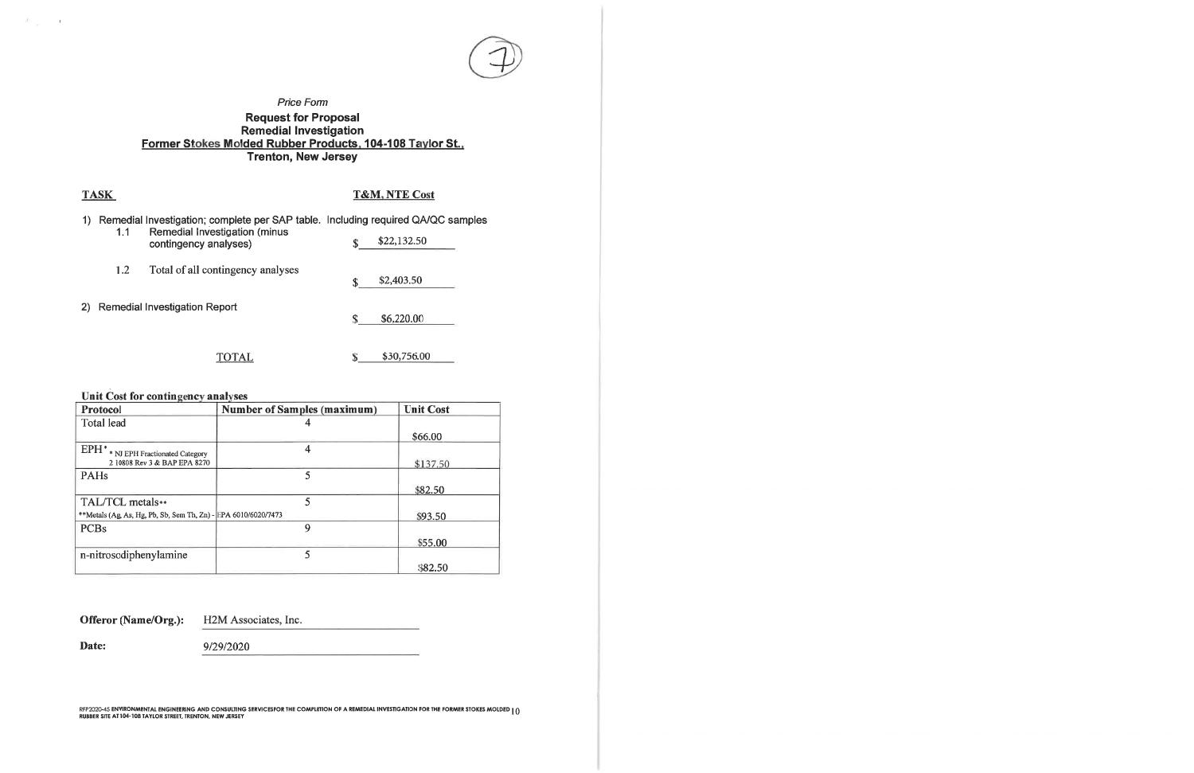*Price Form*

**Request for Proposal**
**Remedial Investigation**
**Former Stokes Molded Rubber Products, 104-108 Taylor St.,**
**Trenton, New Jersey**

| TASK | T&M, NTE Cost |
|---|---|
| 1) Remedial Investigation; complete per SAP table. Including required QA/QC samples | |
| 1.1 Remedial Investigation (minus contingency analyses) | $ $22,132.50 |
| 1.2 Total of all contingency analyses | $ $2,403.50 |
| 2) Remedial Investigation Report | $ $6,220.00 |
| TOTAL | $ $30,756.00 |

**Unit Cost for contingency analyses**

| Protocol | Number of Samples (maximum) | Unit Cost |
|---|---|---|
| Total lead | 4 | $66.00 |
| EPH* * NJ EPH Fractionated Category 2 10808 Rev 3 & BAP EPA 8270 | 4 | $137.50 |
| PAHs | 5 | $82.50 |
| TAL/TCL metals** **Metals (Ag, As, Hg, Pb, Sb, Sem Th, Zn) - EPA 6010/6020/7473 | 5 | $93.50 |
| PCBs | 9 | $55.00 |
| n-nitrosodiphenylamine | 5 | $82.50 |

**Offeror (Name/Org.):** H2M Associates, Inc.

**Date:** 9/29/2020

RFP2020-45 ENVIRONMENTAL ENGINEERING AND CONSULTING SERVICESFOR THE COMPLETION OF A REMEDIAL INVESTIGATION FOR THE FORMER STOKES MOLDED RUBBER SITE AT 104-108 TAYLOR STREET, TRENTON, NEW JERSEY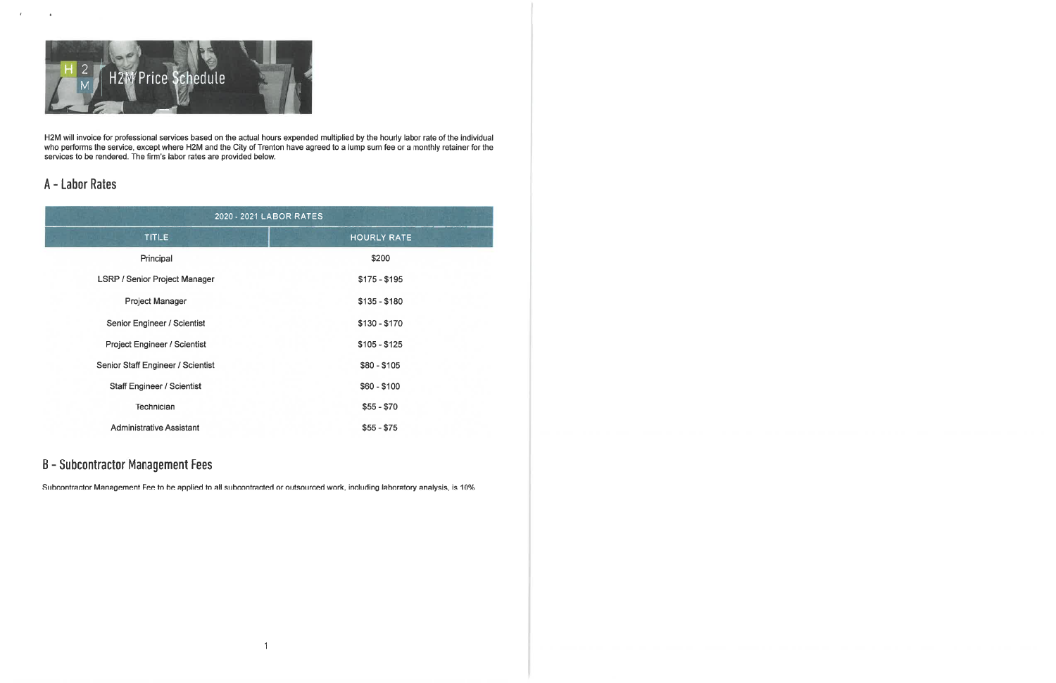# H2M Price Schedule

H2M will invoice for professional services based on the actual hours expended multiplied by the hourly labor rate of the individual who performs the service, except where H2M and the City of Trenton have agreed to a lump sum fee or a monthly retainer for the services to be rendered. The firm's labor rates are provided below.

## A - Labor Rates

| 2020 - 2021 LABOR RATES | |
|---|---|
| TITLE | HOURLY RATE |
| Principal | $200 |
| LSRP / Senior Project Manager | $175 - $195 |
| Project Manager | $135 - $180 |
| Senior Engineer / Scientist | $130 - $170 |
| Project Engineer / Scientist | $105 - $125 |
| Senior Staff Engineer / Scientist | $80 - $105 |
| Staff Engineer / Scientist | $60 - $100 |
| Technician | $55 - $70 |
| Administrative Assistant | $55 - $75 |

## B - Subcontractor Management Fees

Subcontractor Management Fee to be applied to all subcontracted or outsourced work, including laboratory analysis, is 10%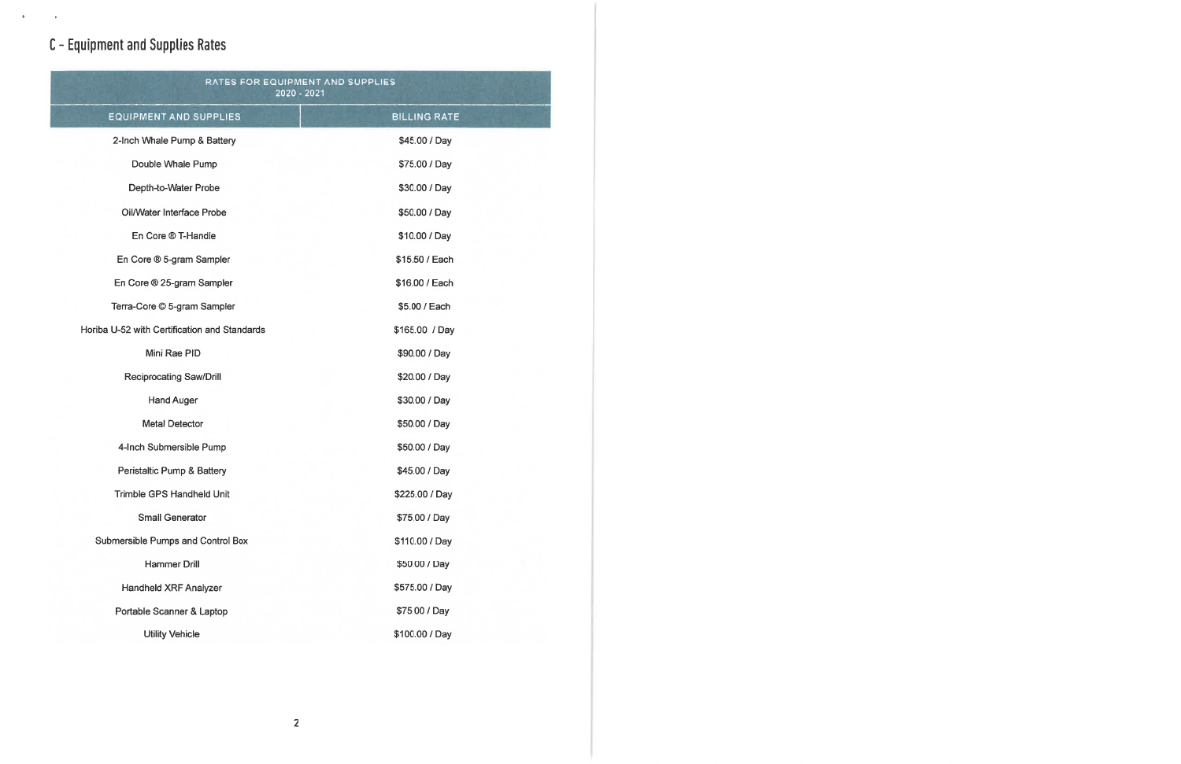## C - Equipment and Supplies Rates

| RATES FOR EQUIPMENT AND SUPPLIES 2020 - 2021 | |
|---|---|
| EQUIPMENT AND SUPPLIES | BILLING RATE |
| 2-Inch Whale Pump & Battery | $45.00 / Day |
| Double Whale Pump | $75.00 / Day |
| Depth-to-Water Probe | $30.00 / Day |
| Oil/Water Interface Probe | $50.00 / Day |
| En Core ® T-Handle | $10.00 / Day |
| En Core ® 5-gram Sampler | $15.50 / Each |
| En Core ® 25-gram Sampler | $16.00 / Each |
| Terra-Core © 5-gram Sampler | $5.00 / Each |
| Horiba U-52 with Certification and Standards | $165.00 / Day |
| Mini Rae PID | $90.00 / Day |
| Reciprocating Saw/Drill | $20.00 / Day |
| Hand Auger | $30.00 / Day |
| Metal Detector | $50.00 / Day |
| 4-Inch Submersible Pump | $50.00 / Day |
| Peristaltic Pump & Battery | $45.00 / Day |
| Trimble GPS Handheld Unit | $225.00 / Day |
| Small Generator | $75.00 / Day |
| Submersible Pumps and Control Box | $110.00 / Day |
| Hammer Drill | $50.00 / Day |
| Handheld XRF Analyzer | $575.00 / Day |
| Portable Scanner & Laptop | $75.00 / Day |
| Utility Vehicle | $100.00 / Day |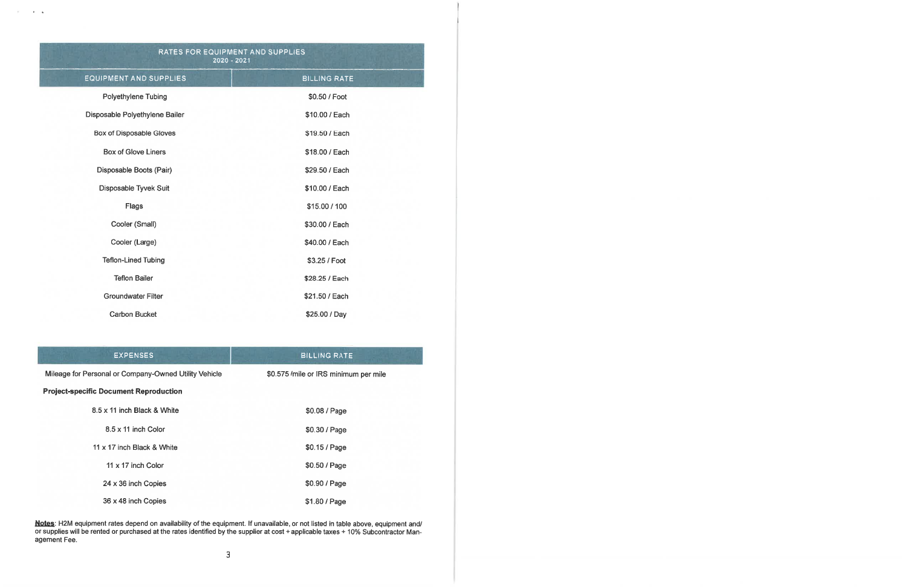| RATES FOR EQUIPMENT AND SUPPLIES 2020 - 2021 | |
|---|---|
| EQUIPMENT AND SUPPLIES | BILLING RATE |
| Polyethylene Tubing | $0.50 / Foot |
| Disposable Polyethylene Bailer | $10.00 / Each |
| Box of Disposable Gloves | $19.50 / Each |
| Box of Glove Liners | $18.00 / Each |
| Disposable Boots (Pair) | $29.50 / Each |
| Disposable Tyvek Suit | $10.00 / Each |
| Flags | $15.00 / 100 |
| Cooler (Small) | $30.00 / Each |
| Cooler (Large) | $40.00 / Each |
| Teflon-Lined Tubing | $3.25 / Foot |
| Teflon Bailer | $28.25 / Each |
| Groundwater Filter | $21.50 / Each |
| Carbon Bucket | $25.00 / Day |

| EXPENSES | BILLING RATE |
|---|---|
| Mileage for Personal or Company-Owned Utility Vehicle | $0.575 /mile or IRS minimum per mile |
| **Project-specific Document Reproduction** | |
| 8.5 x 11 inch Black & White | $0.08 / Page |
| 8.5 x 11 inch Color | $0.30 / Page |
| 11 x 17 inch Black & White | $0.15 / Page |
| 11 x 17 inch Color | $0.50 / Page |
| 24 x 36 inch Copies | $0.90 / Page |
| 36 x 48 inch Copies | $1.80 / Page |

**Notes**: H2M equipment rates depend on availability of the equipment. If unavailable, or not listed in table above, equipment and/or supplies will be rented or purchased at the rates identified by the supplier at cost + applicable taxes + 10% Subcontractor Management Fee.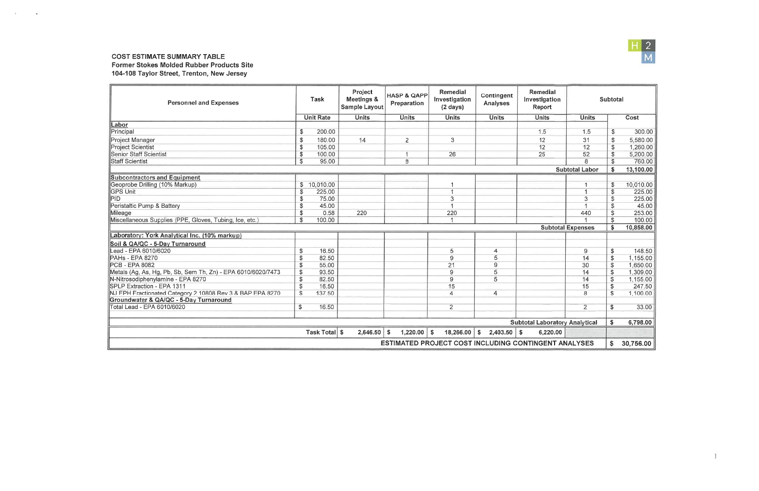**COST ESTIMATE SUMMARY TABLE**
**Former Stokes Molded Rubber Products Site**
**104-108 Taylor Street, Trenton, New Jersey**

| Personnel and Expenses | Task | Project Meetings & Sample Layout | HASP & QAPP Preparation | Remedial Investigation (2 days) | Contingent Analyses | Remedial Investigation Report | Subtotal | |
|---|---|---|---|---|---|---|---|---|
| | Unit Rate | Units | Units | Units | Units | Units | Units | Cost |
| **Labor** | | | | | | | | |
| Principal | $ 200.00 | | | | | 1.5 | 1.5 | $ 300.00 |
| Project Manager | $ 180.00 | 14 | 2 | 3 | | 12 | 31 | $ 5,580.00 |
| Project Scientist | $ 105.00 | | | | | 12 | 12 | $ 1,260.00 |
| Senior Staff Scientist | $ 100.00 | | 1 | 26 | | 25 | 52 | $ 5,200.00 |
| Staff Scientist | $ 95.00 | | 8 | | | | 8 | $ 760.00 |
| | | | | | | | **Subtotal Labor** | **$ 13,100.00** |
| **Subcontractors and Equipment** | | | | | | | | |
| Geoprobe Drilling (10% Markup) | $ 10,010.00 | | | 1 | | | 1 | $ 10,010.00 |
| GPS Unit | $ 225.00 | | | 1 | | | 1 | $ 225.00 |
| PID | $ 75.00 | | | 3 | | | 3 | $ 225.00 |
| Peristaltic Pump & Battery | $ 45.00 | | | 1 | | | 1 | $ 45.00 |
| Mileage | $ 0.58 | 220 | | 220 | | | 440 | $ 253.00 |
| Miscellaneous Supplies (PPE, Gloves, Tubing, Ice, etc.) | $ 100.00 | | | 1 | | | 1 | $ 100.00 |
| | | | | | | | **Subtotal Expenses** | **$ 10,858.00** |
| **Laboratory: York Analytical Inc. (10% markup)** | | | | | | | | |
| **Soil & QA/QC - 5-Day Turnaround** | | | | | | | | |
| Lead - EPA 6010/6020 | $ 16.50 | | | 5 | 4 | | 9 | $ 148.50 |
| PAHs - EPA 8270 | $ 82.50 | | | 9 | 5 | | 14 | $ 1,155.00 |
| PCB - EPA 8082 | $ 55.00 | | | 21 | 9 | | 30 | $ 1,650.00 |
| Metals (Ag, As, Hg, Pb, Sb, Sem Th, Zn) - EPA 6010/6020/7473 | $ 93.50 | | | 9 | 5 | | 14 | $ 1,309.00 |
| N-Nitrosodiphenylamine - EPA 8270 | $ 82.50 | | | 9 | 5 | | 14 | $ 1,155.00 |
| SPLP Extraction - EPA 1311 | $ 16.50 | | | 15 | | | 15 | $ 247.50 |
| NJ EPH Fractionated Category 2 10808 Rev 3 & BAP EPA 8270 | $ 137.50 | | | 4 | 4 | | 8 | $ 1,100.00 |
| **Groundwater & QA/QC - 5-Day Turnaround** | | | | | | | | |
| Total Lead - EPA 6010/6020 | $ 16.50 | | | 2 | | | 2 | $ 33.00 |
| | | | | | | | **Subtotal Laboratory Analytical** | **$ 6,798.00** |
| | **Task Total** | $ 2,646.50 | $ 1,220.00 | $ 18,266.00 | $ 2,403.50 | $ 6,220.00 | | |
| | | | | | | | **ESTIMATED PROJECT COST INCLUDING CONTINGENT ANALYSES** | **$ 30,756.00** |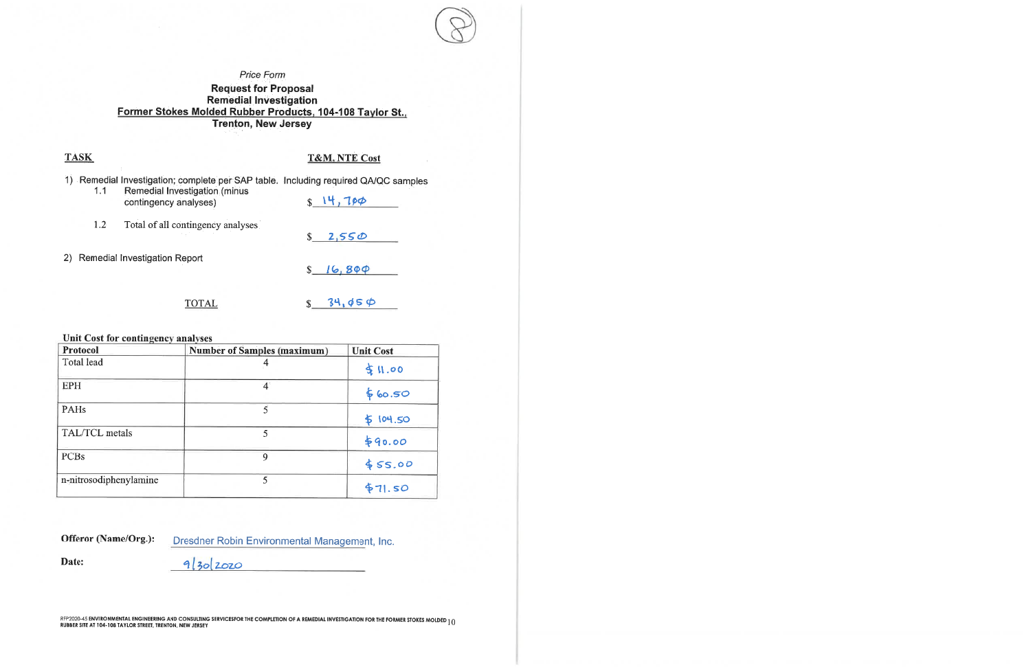(8)

*Price Form*

**Request for Proposal**
**Remedial Investigation**
**Former Stokes Molded Rubber Products, 104-108 Taylor St.,**
**Trenton, New Jersey**

| TASK | T&M, NTE Cost |
|---|---|
| 1) Remedial Investigation; complete per SAP table. Including required QA/QC samples | |
| 1.1 Remedial Investigation (minus contingency analyses) | $ 14,700 |
| 1.2 Total of all contingency analyses | $ 2,550 |
| 2) Remedial Investigation Report | $ 16,800 |
| TOTAL | $ 34,050 |

**Unit Cost for contingency analyses**

| Protocol | Number of Samples (maximum) | Unit Cost |
|---|---|---|
| Total lead | 4 | $ 11.00 |
| EPH | 4 | $ 60.50 |
| PAHs | 5 | $ 104.50 |
| TAL/TCL metals | 5 | $ 90.00 |
| PCBs | 9 | $ 55.00 |
| n-nitrosodiphenylamine | 5 | $ 71.50 |

**Offeror (Name/Org.):** Dresdner Robin Environmental Management, Inc.

**Date:** 9/30/2020

RFP2020-45 ENVIRONMENTAL ENGINEERING AND CONSULTING SERVICESFOR THE COMPLETION OF A REMEDIAL INVESTIGATION FOR THE FORMER STOKES MOLDED RUBBER SITE AT 104-108 TAYLOR STREET, TRENTON, NEW JERSEY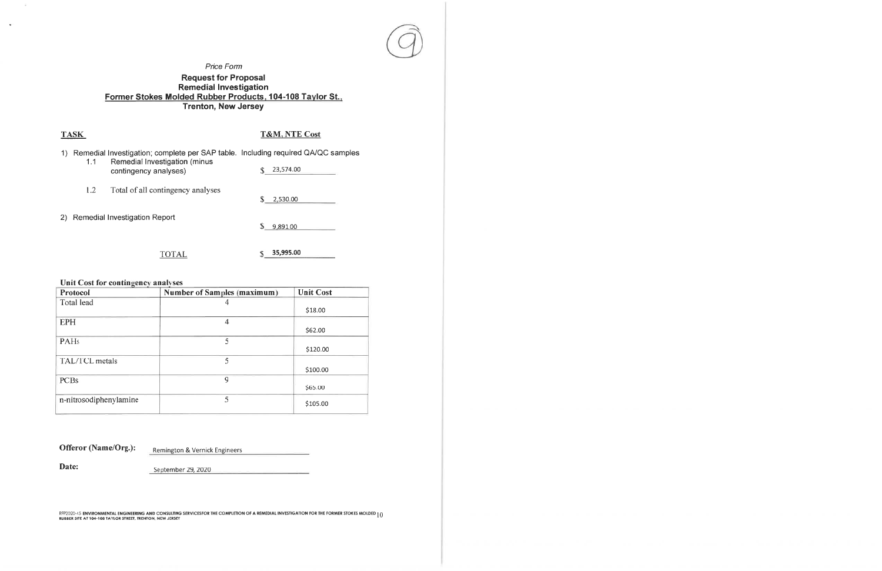*Price Form*

**Request for Proposal**
**Remedial Investigation**
**Former Stokes Molded Rubber Products, 104-108 Taylor St.,**
**Trenton, New Jersey**

**TASK** — **T&M, NTE Cost**

1) Remedial Investigation; complete per SAP table. Including required QA/QC samples
   - 1.1 Remedial Investigation (minus contingency analyses) — $ 23,574.00
   - 1.2 Total of all contingency analyses — $ 2,530.00

2) Remedial Investigation Report — $ 9,891.00

TOTAL — $ **35,995.00**

**Unit Cost for contingency analyses**

| Protocol | Number of Samples (maximum) | Unit Cost |
|---|---|---|
| Total lead | 4 | $18.00 |
| EPH | 4 | $62.00 |
| PAHs | 5 | $120.00 |
| TAL/TCL metals | 5 | $100.00 |
| PCBs | 9 | $65.00 |
| n-nitrosodiphenylamine | 5 | $105.00 |

**Offeror (Name/Org.):** Remington & Vernick Engineers

**Date:** September 29, 2020

RFP2020-45 ENVIRONMENTAL ENGINEERING AND CONSULTING SERVICESFOR THE COMPLETION OF A REMEDIAL INVESTIGATION FOR THE FORMER STOKES MOLDED RUBBER SITE AT 104-108 TAYLOR STREET, TRENTON, NEW JERSEY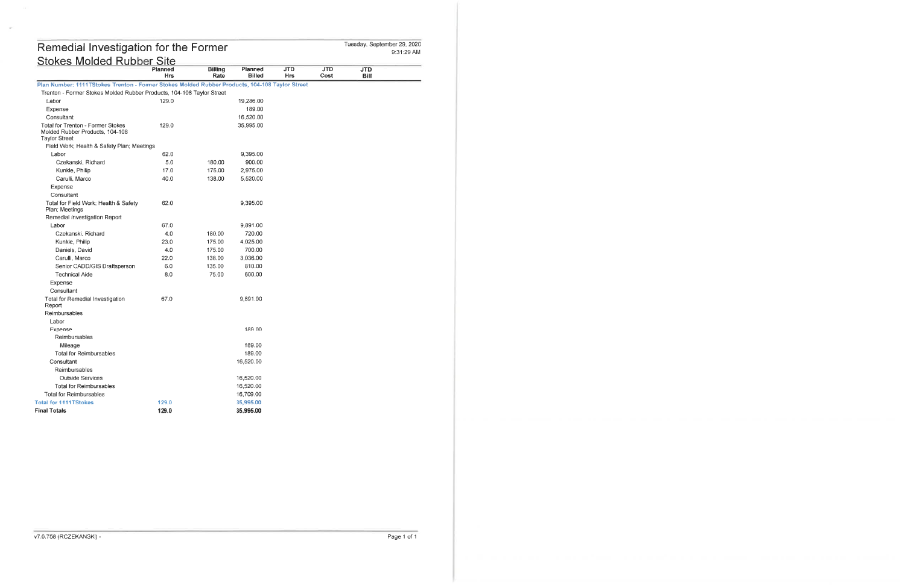# Remedial Investigation for the Former Stokes Molded Rubber Site

Tuesday, September 29, 2020
9:31:29 AM

| | Planned Hrs | Billing Rate | Planned Billed | JTD Hrs | JTD Cost | JTD Bill |
|---|---|---|---|---|---|---|
| **Plan Number: 1111TStokes Trenton - Former Stokes Molded Rubber Products, 104-108 Taylor Street** | | | | | | |
| Trenton - Former Stokes Molded Rubber Products, 104-108 Taylor Street | | | | | | |
| Labor | 129.0 | | 19,286.00 | | | |
| Expense | | | 189.00 | | | |
| Consultant | | | 16,520.00 | | | |
| Total for Trenton - Former Stokes Molded Rubber Products, 104-108 Taylor Street | 129.0 | | 35,995.00 | | | |
| Field Work; Health & Safety Plan; Meetings | | | | | | |
| Labor | 62.0 | | 9,395.00 | | | |
| Czekanski, Richard | 5.0 | 180.00 | 900.00 | | | |
| Kunkle, Philip | 17.0 | 175.00 | 2,975.00 | | | |
| Carulli, Marco | 40.0 | 138.00 | 5,520.00 | | | |
| Expense | | | | | | |
| Consultant | | | | | | |
| Total for Field Work; Health & Safety Plan; Meetings | 62.0 | | 9,395.00 | | | |
| Remedial Investigation Report | | | | | | |
| Labor | 67.0 | | 9,891.00 | | | |
| Czekanski, Richard | 4.0 | 180.00 | 720.00 | | | |
| Kunkle, Philip | 23.0 | 175.00 | 4,025.00 | | | |
| Daniels, David | 4.0 | 175.00 | 700.00 | | | |
| Carulli, Marco | 22.0 | 138.00 | 3,036.00 | | | |
| Senior CADD/GIS Draftsperson | 6.0 | 135.00 | 810.00 | | | |
| Technical Aide | 8.0 | 75.00 | 600.00 | | | |
| Expense | | | | | | |
| Consultant | | | | | | |
| Total for Remedial Investigation Report | 67.0 | | 9,891.00 | | | |
| Reimbursables | | | | | | |
| Labor | | | | | | |
| Expense | | | 189.00 | | | |
| Reimbursables | | | | | | |
| Mileage | | | 189.00 | | | |
| Total for Reimbursables | | | 189.00 | | | |
| Consultant | | | 16,520.00 | | | |
| Reimbursables | | | | | | |
| Outside Services | | | 16,520.00 | | | |
| Total for Reimbursables | | | 16,520.00 | | | |
| Total for Reimbursables | | | 16,709.00 | | | |
| Total for 1111TStokes | 129.0 | | 35,995.00 | | | |
| **Final Totals** | **129.0** | | **35,995.00** | | | |

v7.0.758 (RCZEKANSKI) -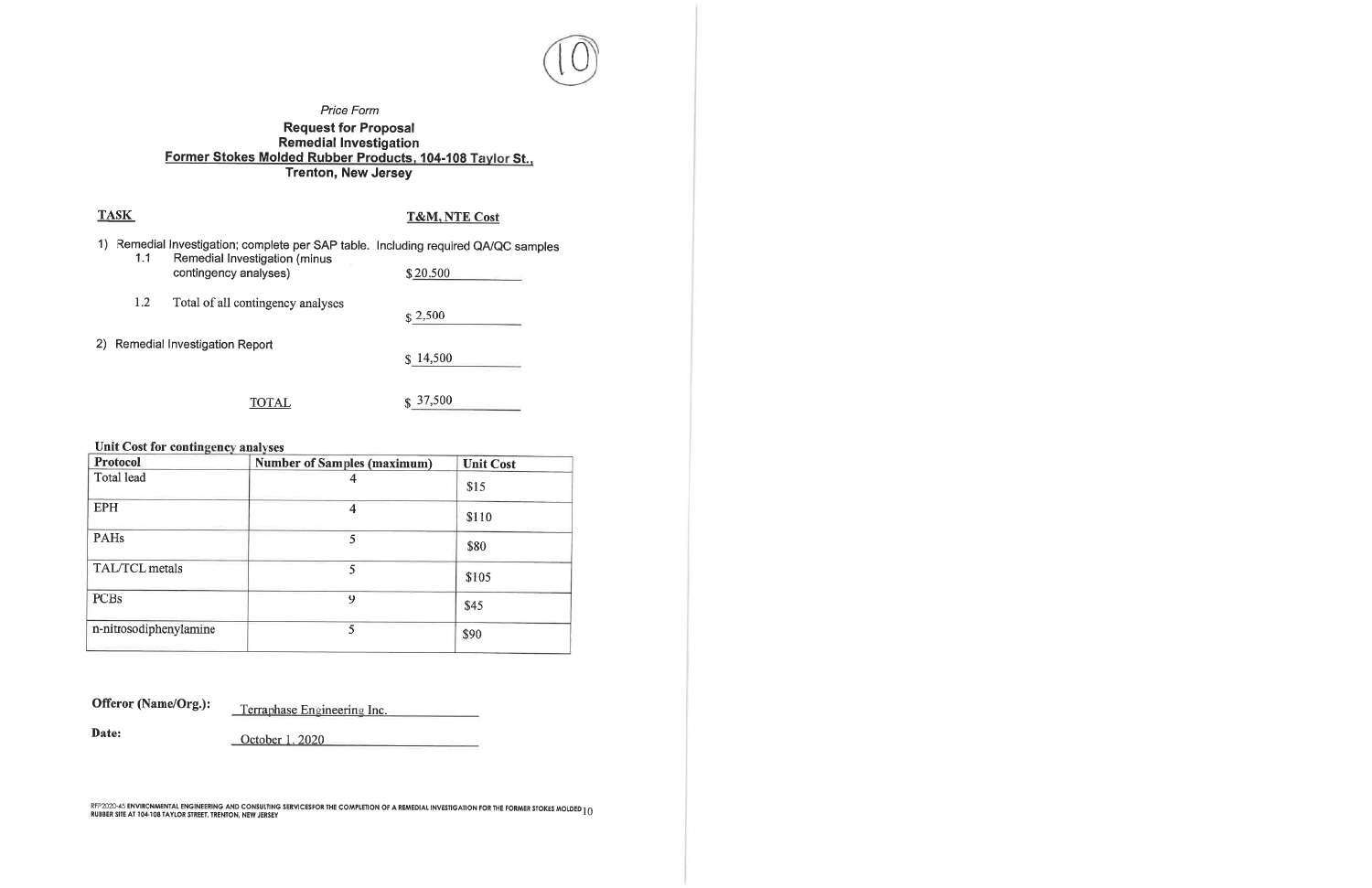*Price Form*

**Request for Proposal**
**Remedial Investigation**
**Former Stokes Molded Rubber Products, 104-108 Taylor St.,**
**Trenton, New Jersey**

| TASK | T&M, NTE Cost |
|---|---|
| 1) Remedial Investigation; complete per SAP table. Including required QA/QC samples | |
| 1.1 Remedial Investigation (minus contingency analyses) | $20,500 |
| 1.2 Total of all contingency analyses | $2,500 |
| 2) Remedial Investigation Report | $14,500 |
| TOTAL | $37,500 |

**Unit Cost for contingency analyses**

| Protocol | Number of Samples (maximum) | Unit Cost |
|---|---|---|
| Total lead | 4 | $15 |
| EPH | 4 | $110 |
| PAHs | 5 | $80 |
| TAL/TCL metals | 5 | $105 |
| PCBs | 9 | $45 |
| n-nitrosodiphenylamine | 5 | $90 |

**Offeror (Name/Org.):** Terraphase Engineering Inc.

**Date:** October 1, 2020

RFP2020-45 ENVIRONMENTAL ENGINEERING AND CONSULTING SERVICESFOR THE COMPLETION OF A REMEDIAL INVESTIGATION FOR THE FORMER STOKES MOLDED RUBBER SITE AT 104-108 TAYLOR STREET, TRENTON, NEW JERSEY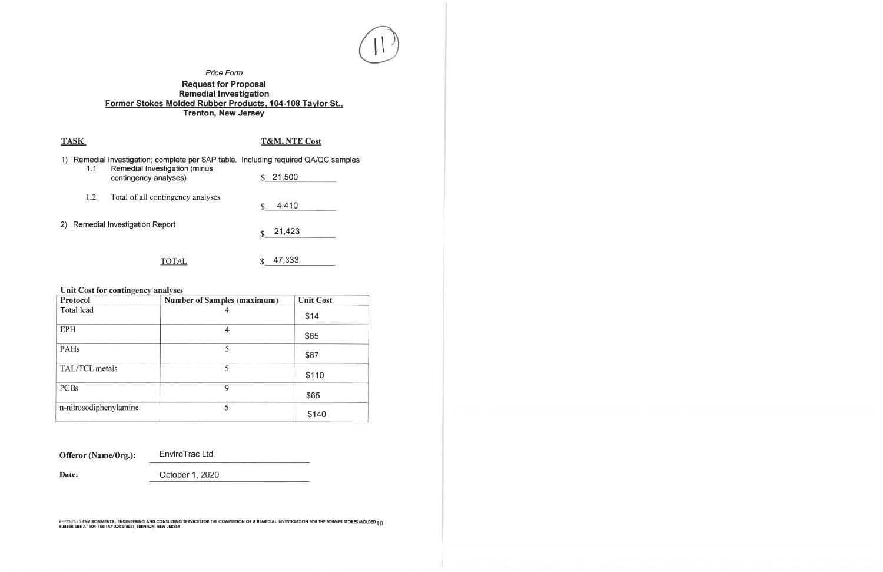*Price Form*

**Request for Proposal**
**Remedial Investigation**
**Former Stokes Molded Rubber Products, 104-108 Taylor St.,**
**Trenton, New Jersey**

| TASK | T&M, NTE Cost |
|---|---|
| 1) Remedial Investigation; complete per SAP table. Including required QA/QC samples | |
| 1.1 Remedial Investigation (minus contingency analyses) | $ 21,500 |
| 1.2 Total of all contingency analyses | $ 4,410 |
| 2) Remedial Investigation Report | $ 21,423 |
| TOTAL | $ 47,333 |

**Unit Cost for contingency analyses**

| Protocol | Number of Samples (maximum) | Unit Cost |
|---|---|---|
| Total lead | 4 | $14 |
| EPH | 4 | $65 |
| PAHs | 5 | $87 |
| TAL/TCL metals | 5 | $110 |
| PCBs | 9 | $65 |
| n-nitrosodiphenylamine | 5 | $140 |

**Offeror (Name/Org.):** EnviroTrac Ltd.

**Date:** October 1, 2020

RFP2020-45 ENVIRONMENTAL ENGINEERING AND CONSULTING SERVICESFOR THE COMPLETION OF A REMEDIAL INVESTIGATION FOR THE FORMER STOKES MOLDED RUBBER SITE AT 104-108 TAYLOR STREET, TRENTON, NEW JERSEY